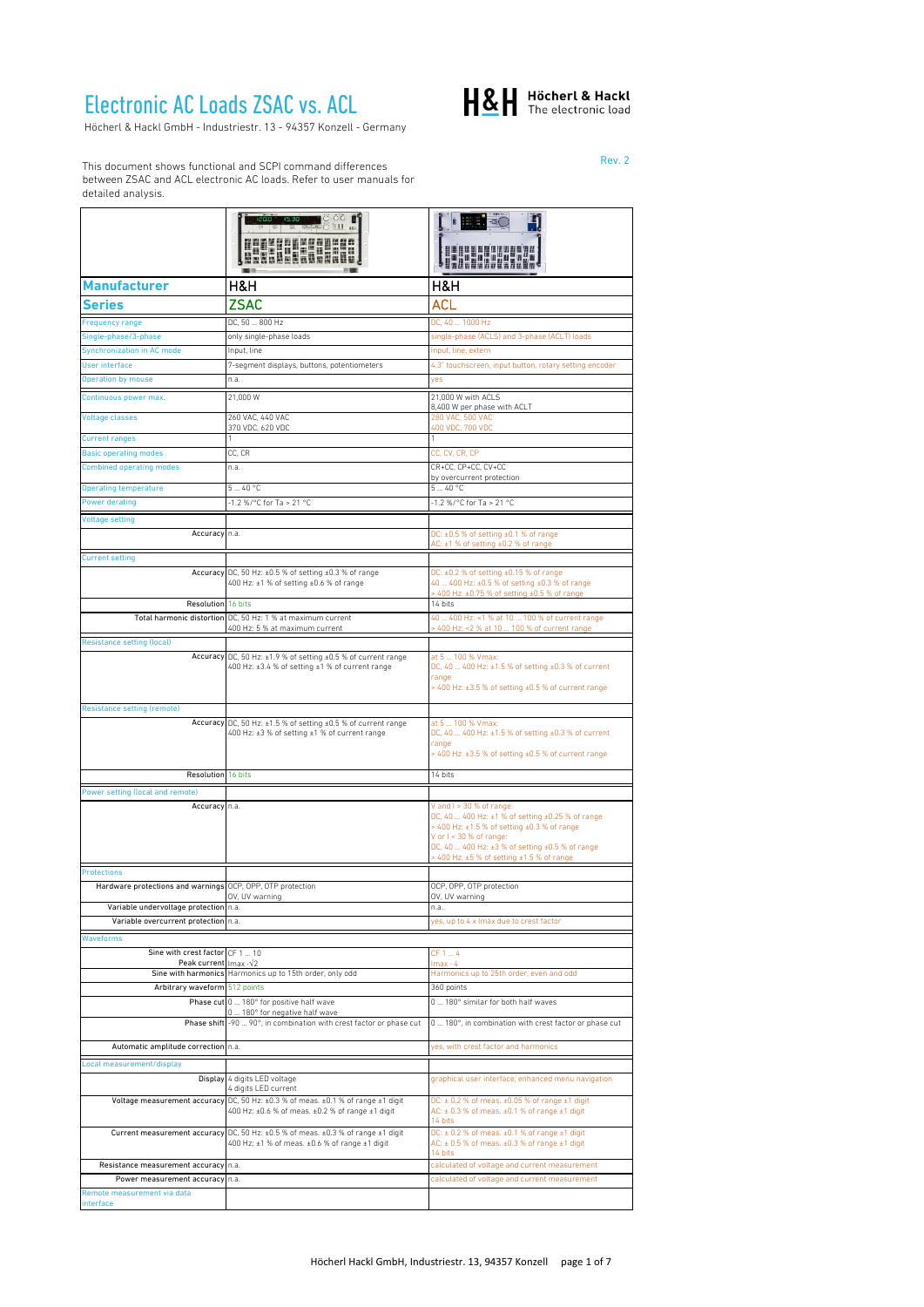# Electronic AC Loads ZSAC vs. ACL

Höcherl & Hackl GmbH - Industriestr. 13 - 94357 Konzell - Germany

H&H Höcherl & Hackl The electronic load

Rev. 2

This document shows functional and SCPI command differences between ZSAC and ACL electronic AC loads. Refer to user manuals for detailed analysis.

| | | |
|---|---|---|
| **Manufacturer** | H&H | H&H |
| **Series** | ZSAC | ACL |
| Frequency range | DC, 50 … 800 Hz | DC, 40 … 1000 Hz |
| Single-phase/3-phase | only single-phase loads | single-phase (ACLS) and 3-phase (ACLT) loads |
| Synchronization in AC mode | Input, line | Input, line, extern |
| User interface | 7-segment displays, buttons, potentiometers | 4.3" touchscreen, input button, rotary setting encoder |
| Operation by mouse | n.a. | yes |
| Continuous power max. | 21,000 W | 21,000 W with ACLS<br>8,400 W per phase with ACLT |
| Voltage classes | 260 VAC, 440 VAC<br>370 VDC, 620 VDC | 280 VAC, 500 VAC<br>400 VDC, 700 VDC |
| Current ranges | 1 | 1 |
| Basic operating modes | CC, CR | CC, CV, CR, CP |
| Combined operating modes | n.a. | CR+CC, CP+CC, CV+CC<br>by overcurrent protection |
| Operating temperature | 5 … 40 °C | 5 … 40 °C |
| Power derating | -1.2 %/°C for Ta > 21 °C | -1.2 %/°C for Ta > 21 °C |
| Voltage setting | | |
| Accuracy | n.a. | DC: ±0.5 % of setting ±0.1 % of range<br>AC: ±1 % of setting ±0.2 % of range |
| Current setting | | |
| Accuracy | DC, 50 Hz: ±0.5 % of setting ±0.3 % of range<br>400 Hz: ±1 % of setting ±0.6 % of range | DC: ±0.2 % of setting ±0.15 % of range<br>40 … 400 Hz: ±0.5 % of setting ±0.3 % of range<br>> 400 Hz: ±0.75 % of setting ±0.5 % of range |
| Resolution | 16 bits | 14 bits |
| Total harmonic distortion | DC, 50 Hz: 1 % at maximum current<br>400 Hz: 5 % at maximum current | 40 … 400 Hz: <1 % at 10 … 100 % of current range<br>> 400 Hz: <2 % at 10 … 100 % of current range |
| Resistance setting (local) | | |
| Accuracy | DC, 50 Hz: ±1.9 % of setting ±0.5 % of current range<br>400 Hz: ±3.4 % of setting ±1 % of current range | at 5 … 100 % Vmax:<br>DC, 40 … 400 Hz: ±1.5 % of setting ±0.3 % of current range<br>> 400 Hz: ±3.5 % of setting ±0.5 % of current range |
| Resistance setting (remote) | | |
| Accuracy | DC, 50 Hz: ±1.5 % of setting ±0.5 % of current range<br>400 Hz: ±3 % of setting ±1 % of current range | at 5 … 100 % Vmax:<br>DC, 40 … 400 Hz: ±1.5 % of setting ±0.3 % of current range<br>> 400 Hz: ±3.5 % of setting ±0.5 % of current range |
| Resolution | 16 bits | 14 bits |
| Power setting (local and remote) | | |
| Accuracy | n.a. | V and I > 30 % of range:<br>DC, 40 … 400 Hz: ±1 % of setting ±0.25 % of range<br>> 400 Hz: ±1.5 % of setting ±0.3 % of range<br>V or I < 30 % of range:<br>DC, 40 … 400 Hz: ±3 % of setting ±0.5 % of range<br>> 400 Hz: ±5 % of setting ±1.5 % of range |
| Protections | | |
| Hardware protections and warnings | OCP, OPP, OTP protection<br>OV, UV warning | OCP, OPP, OTP protection<br>OV, UV warning |
| Variable undervoltage protection | n.a. | n.a. |
| Variable overcurrent protection | n.a. | yes, up to 4 x Imax due to crest factor |
| Waveforms | | |
| Sine with crest factor | CF 1 … 10 | CF 1 … 4 |
| Peak current | Imax ·√2 | Imax · 4 |
| Sine with harmonics | Harmonics up to 15th order, only odd | Harmonics up to 25th order, even and odd |
| Arbitrary waveform | 512 points | 360 points |
| Phase cut | 0 … 180° for positive half wave<br>0 … 180° for negative half wave | 0 … 180° similar for both half waves |
| Phase shift | -90 … 90°, in combination with crest factor or phase cut | 0 … 180°, in combination with crest factor or phase cut |
| Automatic amplitude correction | n.a. | yes, with crest factor and harmonics |
| Local measurement/display | | |
| Display | 4 digits LED voltage<br>4 digits LED current | graphical user interface, enhanced menu navigation |
| Voltage measurement accuracy | DC, 50 Hz: ±0.3 % of meas. ±0.1 % of range ±1 digit<br>400 Hz: ±0.6 % of meas. ±0.2 % of range ±1 digit | DC: ± 0.2 % of meas. ±0.05 % of range ±1 digit<br>AC: ± 0.3 % of meas. ±0.1 % of range ±1 digit<br>14 bits |
| Current measurement accuracy | DC, 50 Hz: ±0.5 % of meas. ±0.3 % of range ±1 digit<br>400 Hz: ±1 % of meas. ±0.6 % of range ±1 digit | DC: ± 0.2 % of meas. ±0.1 % of range ±1 digit<br>AC: ± 0.5 % of meas. ±0.3 % of range ±1 digit<br>14 bits |
| Resistance measurement accuracy | n.a. | calculated of voltage and current measurement |
| Power measurement accuracy | n.a. | calculated of voltage and current measurement |
| Remote measurement via data interface | | |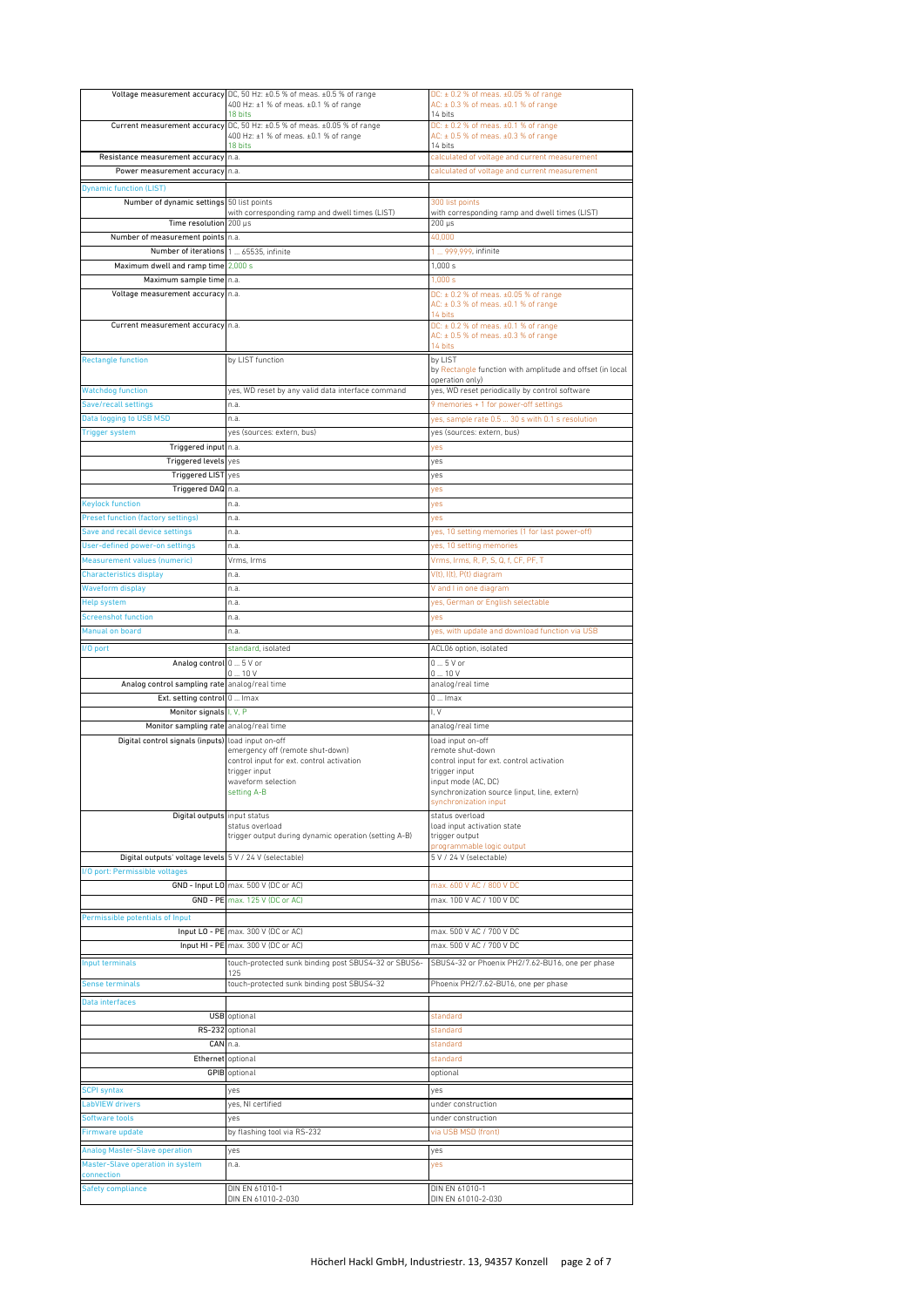| | | |
|---|---|---|
| Voltage measurement accuracy | DC, 50 Hz: ±0.5 % of meas. ±0.5 % of range<br>400 Hz: ±1 % of meas. ±0.1 % of range<br>18 bits | DC: ± 0.2 % of meas. ±0.05 % of range<br>AC: ± 0.3 % of meas. ±0.1 % of range<br>14 bits |
| Current measurement accuracy | DC, 50 Hz: ±0.5 % of meas. ±0.05 % of range<br>400 Hz: ±1 % of meas. ±0.1 % of range<br>18 bits | DC: ± 0.2 % of meas. ±0.1 % of range<br>AC: ± 0.5 % of meas. ±0.3 % of range<br>14 bits |
| Resistance measurement accuracy | n.a. | calculated of voltage and current measurement |
| Power measurement accuracy | n.a. | calculated of voltage and current measurement |
| Dynamic function (LIST) | | |
| Number of dynamic settings | 50 list points<br>with corresponding ramp and dwell times (LIST) | 300 list points<br>with corresponding ramp and dwell times (LIST) |
| Time resolution | 200 µs | 200 µs |
| Number of measurement points | n.a. | 40,000 |
| Number of iterations | 1 ... 65535, infinite | 1 ... 999,999, infinite |
| Maximum dwell and ramp time | 2,000 s | 1,000 s |
| Maximum sample time | n.a. | 1,000 s |
| Voltage measurement accuracy | n.a. | DC: ± 0.2 % of meas. ±0.05 % of range<br>AC: ± 0.3 % of meas. ±0.1 % of range<br>14 bits |
| Current measurement accuracy | n.a. | DC: ± 0.2 % of meas. ±0.1 % of range<br>AC: ± 0.5 % of meas. ±0.3 % of range<br>14 bits |
| Rectangle function | by LIST function | by LIST<br>by Rectangle function with amplitude and offset (in local operation only) |
| Watchdog function | yes, WD reset by any valid data interface command | yes, WD reset periodically by control software |
| Save/recall settings | n.a. | 9 memories + 1 for power-off settings |
| Data logging to USB MSD | n.a. | yes, sample rate 0.5 ... 30 s with 0.1 s resolution |
| Trigger system | yes (sources: extern, bus) | yes (sources: extern, bus) |
| Triggered input | n.a. | yes |
| Triggered levels | yes | yes |
| Triggered LIST | yes | yes |
| Triggered DAQ | n.a. | yes |
| Keylock function | n.a. | yes |
| Preset function (factory settings) | n.a. | yes |
| Save and recall device settings | n.a. | yes, 10 setting memories (1 for last power-off) |
| User-defined power-on settings | n.a. | yes, 10 setting memories |
| Measurement values (numeric) | Vrms, Irms | Vrms, Irms, R, P, S, Q, f, CF, PF, T |
| Characteristics display | n.a. | V(t), I(t), P(t) diagram |
| Waveform display | n.a. | V and I in one diagram |
| Help system | n.a. | yes, German or English selectable |
| Screenshot function | n.a. | yes |
| Manual on board | n.a. | yes, with update and download function via USB |
| I/O port | standard, isolated | ACL06 option, isolated |
| Analog control | 0 ... 5 V or<br>0 ... 10 V | 0 ... 5 V or<br>0 ... 10 V |
| Analog control sampling rate | analog/real time | analog/real time |
| Ext. setting control | 0 ... Imax | 0 ... Imax |
| Monitor signals | I, V, P | I, V |
| Monitor sampling rate | analog/real time | analog/real time |
| Digital control signals (inputs) | load input on-off<br>emergency off (remote shut-down)<br>control input for ext. control activation<br>trigger input<br>waveform selection<br>setting A-B | load input on-off<br>remote shut-down<br>control input for ext. control activation<br>trigger input<br>input mode (AC, DC)<br>synchronization source (input, line, extern)<br>synchronization input |
| Digital outputs | input status<br>status overload<br>trigger output during dynamic operation (setting A-B) | status overload<br>load input activation state<br>trigger output<br>programmable logic output |
| Digital outputs' voltage levels | 5 V / 24 V (selectable) | 5 V / 24 V (selectable) |
| I/O port: Permissible voltages | | |
| GND - Input LO | max. 500 V (DC or AC) | max. 600 V AC / 800 V DC |
| GND - PE | max. 125 V (DC or AC) | max. 100 V AC / 100 V DC |
| Permissible potentials of Input | | |
| Input LO - PE | max. 300 V (DC or AC) | max. 500 V AC / 700 V DC |
| Input HI - PE | max. 300 V (DC or AC) | max. 500 V AC / 700 V DC |
| Input terminals | touch-protected sunk binding post SBUS4-32 or SBUS6-125 | SBUS4-32 or Phoenix PH2/7.62-BU16, one per phase |
| Sense terminals | touch-protected sunk binding post SBUS4-32 | Phoenix PH2/7.62-BU16, one per phase |
| Data interfaces | | |
| USB | optional | standard |
| RS-232 | optional | standard |
| CAN | n.a. | standard |
| Ethernet | optional | standard |
| GPIB | optional | optional |
| SCPI syntax | yes | yes |
| LabVIEW drivers | yes, NI certified | under construction |
| Software tools | yes | under construction |
| Firmware update | by flashing tool via RS-232 | via USB MSD (front) |
| Analog Master-Slave operation | yes | yes |
| Master-Slave operation in system connection | n.a. | yes |
| Safety compliance | DIN EN 61010-1<br>DIN EN 61010-2-030 | DIN EN 61010-1<br>DIN EN 61010-2-030 |

Höcherl Hackl GmbH, Industriestr. 13, 94357 Konzell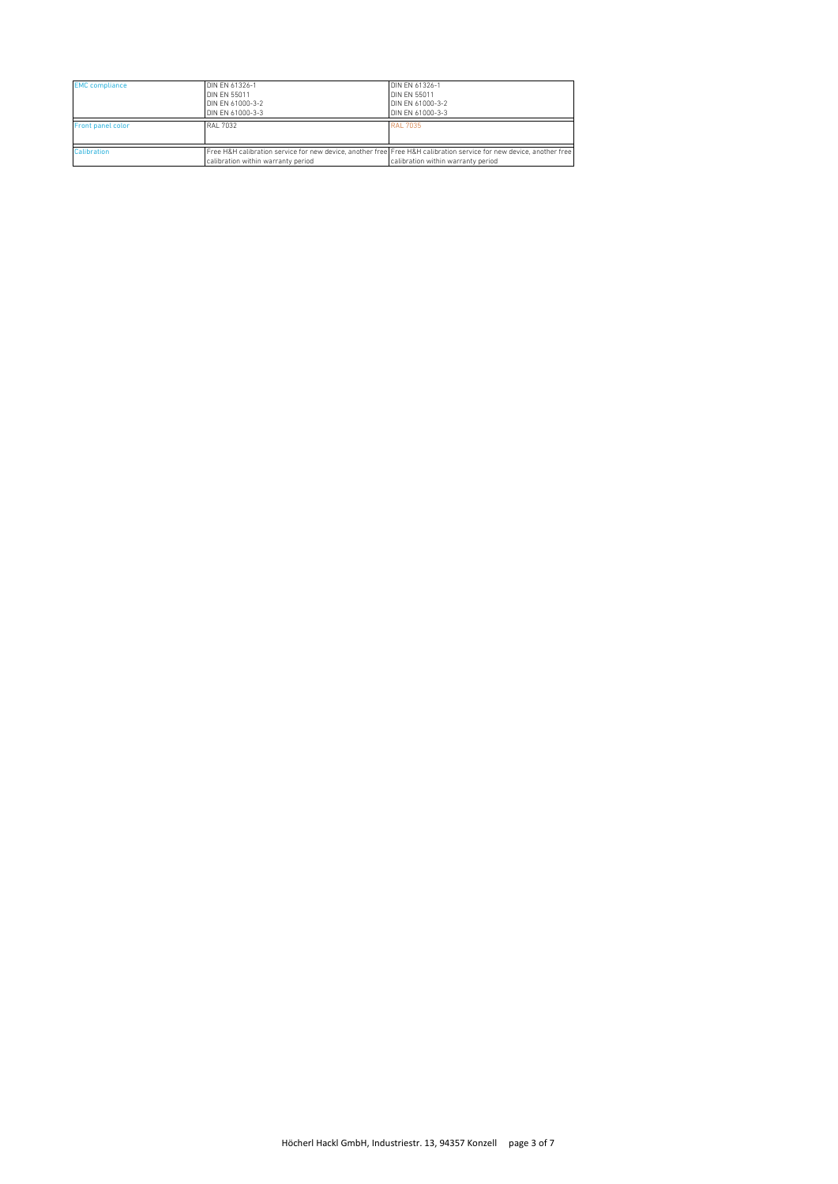| | | |
|---|---|---|
| EMC compliance | DIN EN 61326-1<br>DIN EN 55011<br>DIN EN 61000-3-2<br>DIN EN 61000-3-3 | DIN EN 61326-1<br>DIN EN 55011<br>DIN EN 61000-3-2<br>DIN EN 61000-3-3 |
| Front panel color | RAL 7032 | RAL 7035 |
| Calibration | Free H&H calibration service for new device, another free calibration within warranty period | Free H&H calibration service for new device, another free calibration within warranty period |

Höcherl Hackl GmbH, Industriestr. 13, 94357 Konzell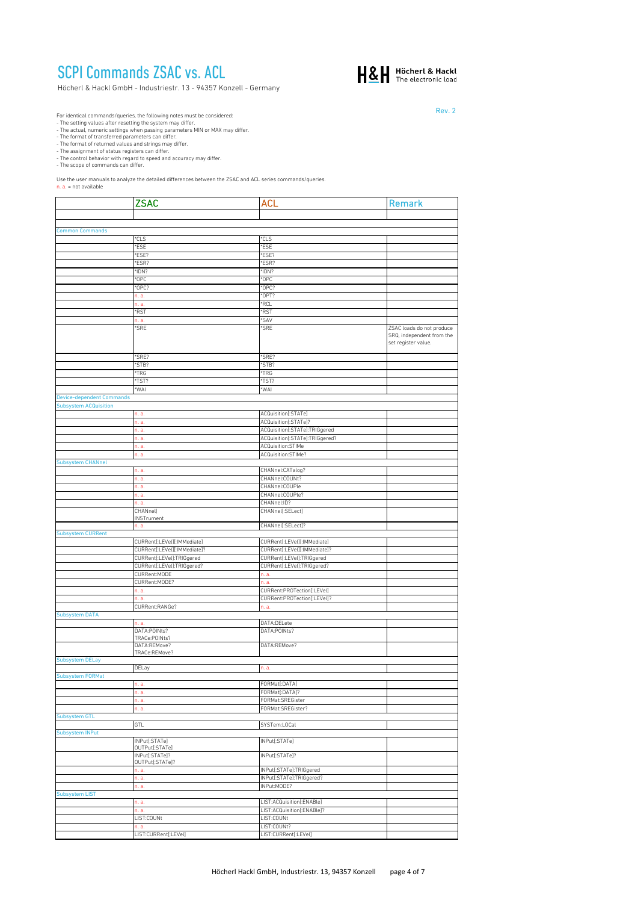# SCPI Commands ZSAC vs. ACL

Höcherl & Hackl GmbH - Industriestr. 13 - 94357 Konzell - Germany

Rev. 2

For identical commands/queries, the following notes must be considered:
- The setting values after resetting the system may differ.
- The actual, numeric settings when passing parameters MIN or MAX may differ.
- The format of transferred parameters can differ.
- The format of returned values and strings may differ.
- The assignment of status registers can differ.
- The control behavior with regard to speed and accuracy may differ.
- The scope of commands can differ.

Use the user manuals to analyze the detailed differences between the ZSAC and ACL series commands/queries.
n. a. = not available

| | ZSAC | ACL | Remark |
|---|---|---|---|
| | | | |
| Common Commands | | | |
| | *CLS | *CLS | |
| | *ESE | *ESE | |
| | *ESE? | *ESE? | |
| | *ESR? | *ESR? | |
| | *IDN? | *IDN? | |
| | *OPC | *OPC | |
| | *OPC? | *OPC? | |
| | n. a. | *OPT? | |
| | n. a. | *RCL | |
| | *RST | *RST | |
| | n. a. | *SAV | |
| | *SRE | *SRE | ZSAC loads do not produce SRQ, independent from the set register value. |
| | *SRE? | *SRE? | |
| | *STB? | *STB? | |
| | *TRG | *TRG | |
| | *TST? | *TST? | |
| | *WAI | *WAI | |
| Device-dependent Commands | | | |
| Subsystem ACQuisition | | | |
| | n. a. | ACQuisition[:STATe] | |
| | n. a. | ACQuisition[:STATe]? | |
| | n. a. | ACQuisition[:STATe]:TRIGgered | |
| | n. a. | ACQuisition[:STATe]:TRIGgered? | |
| | n. a. | ACQuisition:STIMe | |
| | n. a. | ACQuisition:STIMe? | |
| Subsystem CHANnel | | | |
| | n. a. | CHANnel:CATalog? | |
| | n. a. | CHANnel:COUNt? | |
| | n. a. | CHANnel:COUPle | |
| | n. a. | CHANnel:COUPle? | |
| | n. a. | CHANnel:ID? | |
| | CHANnel[ INSTrument | CHANnel[:SELect] | |
| | n. a. | CHANnel[:SELect]? | |
| Subsystem CURRent | | | |
| | CURRent[:LEVel][:IMMediate] | CURRent[:LEVel][:IMMediate] | |
| | CURRent[:LEVel][:IMMediate]? | CURRent[:LEVel][:IMMediate]? | |
| | CURRent[:LEVel]:TRIGgered | CURRent[:LEVel]:TRIGgered | |
| | CURRent[:LEVel]:TRIGgered? | CURRent[:LEVel]:TRIGgered? | |
| | CURRent:MODE | n. a. | |
| | CURRent:MODE? | n. a. | |
| | n. a. | CURRent:PROTection[:LEVel] | |
| | n. a. | CURRent:PROTection[:LEVel]? | |
| | CURRent:RANGe? | n. a. | |
| Subsystem DATA | | | |
| | n. a. | DATA:DELete | |
| | DATA:POINts? TRACe:POINts? | DATA:POINts? | |
| | DATA:REMove? TRACe:REMove? | DATA:REMove? | |
| Subsystem DELay | | | |
| | DELay | n. a. | |
| Subsystem FORMat | | | |
| | n. a. | FORMat[:DATA] | |
| | n. a. | FORMat[:DATA]? | |
| | n. a. | FORMat:SREGister | |
| | n. a. | FORMat:SREGister? | |
| Subsystem GTL | | | |
| | GTL | SYSTem:LOCal | |
| Subsystem INPut | | | |
| | INPut[:STATe] OUTPut[:STATe] | INPut[:STATe] | |
| | INPut[:STATe]? OUTPut[:STATe]? | INPut[:STATe]? | |
| | n. a. | INPut[:STATe]:TRIGgered | |
| | n. a. | INPut[:STATe]:TRIGgered? | |
| | n. a. | INPut:MODE? | |
| Subsystem LIST | | | |
| | n. a. | LIST:ACQuisition[:ENABle] | |
| | n. a. | LIST:ACQuisition[:ENABle]? | |
| | LIST:COUNt | LIST:COUNt | |
| | n. a. | LIST:COUNt? | |
| | LIST:CURRent[:LEVel] | LIST:CURRent[:LEVel] | |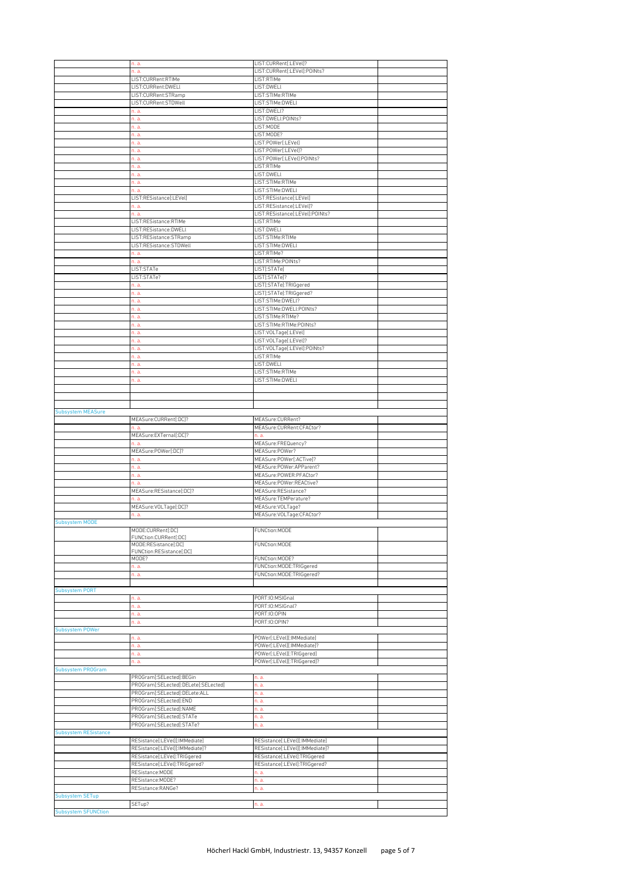| | | | |
|---|---|---|---|
| | n. a. | LIST:CURRent[:LEVel]? | |
| | n. a. | LIST:CURRent[:LEVel]:POINts? | |
| | LIST:CURRent:RTIMe | LIST:RTIMe | |
| | LIST:CURRent:DWELl | LIST:DWELl | |
| | LIST:CURRent:STRamp | LIST:STIMe:RTIMe | |
| | LIST:CURRent:STDWell | LIST:STIMe:DWELl | |
| | n. a. | LIST:DWELl? | |
| | n. a. | LIST:DWELl:POINts? | |
| | n. a. | LIST:MODE | |
| | n. a. | LIST:MODE? | |
| | n. a. | LIST:POWer[:LEVel] | |
| | n. a. | LIST:POWer[:LEVel]? | |
| | n. a. | LIST:POWer[:LEVel]:POINts? | |
| | n. a. | LIST:RTIMe | |
| | n. a. | LIST:DWELl | |
| | n. a. | LIST:STIMe:RTIMe | |
| | n. a. | LIST:STIMe:DWELl | |
| | LIST:RESistance[:LEVel] | LIST:RESistance[:LEVel] | |
| | n. a. | LIST:RESistance[:LEVel]? | |
| | n. a. | LIST:RESistance[:LEVel]:POINts? | |
| | LIST:RESistance:RTIMe | LIST:RTIMe | |
| | LIST:RESistance:DWELl | LIST:DWELl | |
| | LIST:RESistance:STRamp | LIST:STIMe:RTIMe | |
| | LIST:RESistance:STDWell | LIST:STIMe:DWELl | |
| | n. a. | LIST:RTIMe? | |
| | n. a. | LIST:RTIMe:POINts? | |
| | LIST:STATe | LIST[:STATe] | |
| | LIST:STATe? | LIST[:STATe]? | |
| | n. a. | LIST[:STATe]:TRIGgered | |
| | n. a. | LIST[:STATe]:TRIGgered? | |
| | n. a. | LIST:STIMe:DWELl? | |
| | n. a. | LIST:STIMe:DWELl:POINts? | |
| | n. a. | LIST:STIMe:RTIMe? | |
| | n. a. | LIST:STIMe:RTIMe:POINts? | |
| | n. a. | LIST:VOLTage[:LEVel] | |
| | n. a. | LIST:VOLTage[:LEVel]? | |
| | n. a. | LIST:VOLTage[:LEVel]:POINts? | |
| | n. a. | LIST:RTIMe | |
| | n. a. | LIST:DWELl | |
| | n. a. | LIST:STIMe:RTIMe | |
| | n. a. | LIST:STIMe:DWELl | |
| | | | |
| | | | |
| | | | |
| Subsystem MEASure | | | |
| | MEASure:CURRent[:DC]? | MEASure:CURRent? | |
| | n. a. | MEASure:CURRent:CFACtor? | |
| | MEASure:EXTernal[:DC]? | n. a. | |
| | n. a. | MEASure:FREQuency? | |
| | MEASure:POWer[:DC]? | MEASure:POWer? | |
| | n. a. | MEASure:POWer[:ACTive]? | |
| | n. a. | MEASure:POWer:APParent? | |
| | n. a. | MEASure:POWER:PFACtor? | |
| | n. a. | MEASure:POWer:REACtive? | |
| | MEASure:RESistance[:DC]? | MEASure:RESistance? | |
| | n. a. | MEASure:TEMPerature? | |
| | MEASure:VOLTage[:DC]? | MEASure:VOLTage? | |
| | n. a. | MEASure:VOLTage:CFACtor? | |
| Subsystem MODE | | | |
| | MODE:CURRent[:DC] FUNCtion:CURRent[:DC] | FUNCtion:MODE | |
| | MODE:RESistance[:DC] FUNCtion:RESistance[:DC] | FUNCtion:MODE | |
| | MODE? | FUNCtion:MODE? | |
| | n. a. | FUNCtion:MODE:TRIGgered | |
| | n. a. | FUNCtion:MODE:TRIGgered? | |
| | | | |
| Subsystem PORT | | | |
| | n. a. | PORT:IO:MSIGnal | |
| | n. a. | PORT:IO:MSIGnal? | |
| | n. a. | PORT:IO:OPIN | |
| | n. a. | PORT:IO:OPIN? | |
| Subsystem POWer | | | |
| | n. a. | POWer[:LEVel][:IMMediate] | |
| | n. a. | POWer[:LEVel][:IMMediate]? | |
| | n. a. | POWer[:LEVel][:TRIGgered] | |
| | n. a. | POWer[:LEVel][:TRIGgered]? | |
| Subsystem PROGram | | | |
| | PROGram[:SELected]:BEGin | n. a. | |
| | PROGram[:SELected]:DELete[:SELected] | n. a. | |
| | PROGram[:SELected]:DELete:ALL | n. a. | |
| | PROGram[:SELected]:END | n. a. | |
| | PROGram[:SELected]:NAME | n. a. | |
| | PROGram[:SELected]:STATe | n. a. | |
| | PROGram[:SELected]:STATe? | n. a. | |
| Subsystem RESistance | | | |
| | RESistance[:LEVel][:IMMediate] | RESistance[:LEVel][:IMMediate] | |
| | RESistance[:LEVel][:IMMediate]? | RESistance[:LEVel][:IMMediate]? | |
| | RESistance[:LEVel]:TRIGgered | RESistance[:LEVel]:TRIGgered | |
| | RESistance[:LEVel]:TRIGgered? | RESistance[:LEVel]:TRIGgered? | |
| | RESistance:MODE | n. a. | |
| | RESistance:MODE? | n. a. | |
| | RESistance:RANGe? | n. a. | |
| Subsystem SETup | | | |
| | SETup? | n. a. | |
| Subsystem SFUNCtion | | | |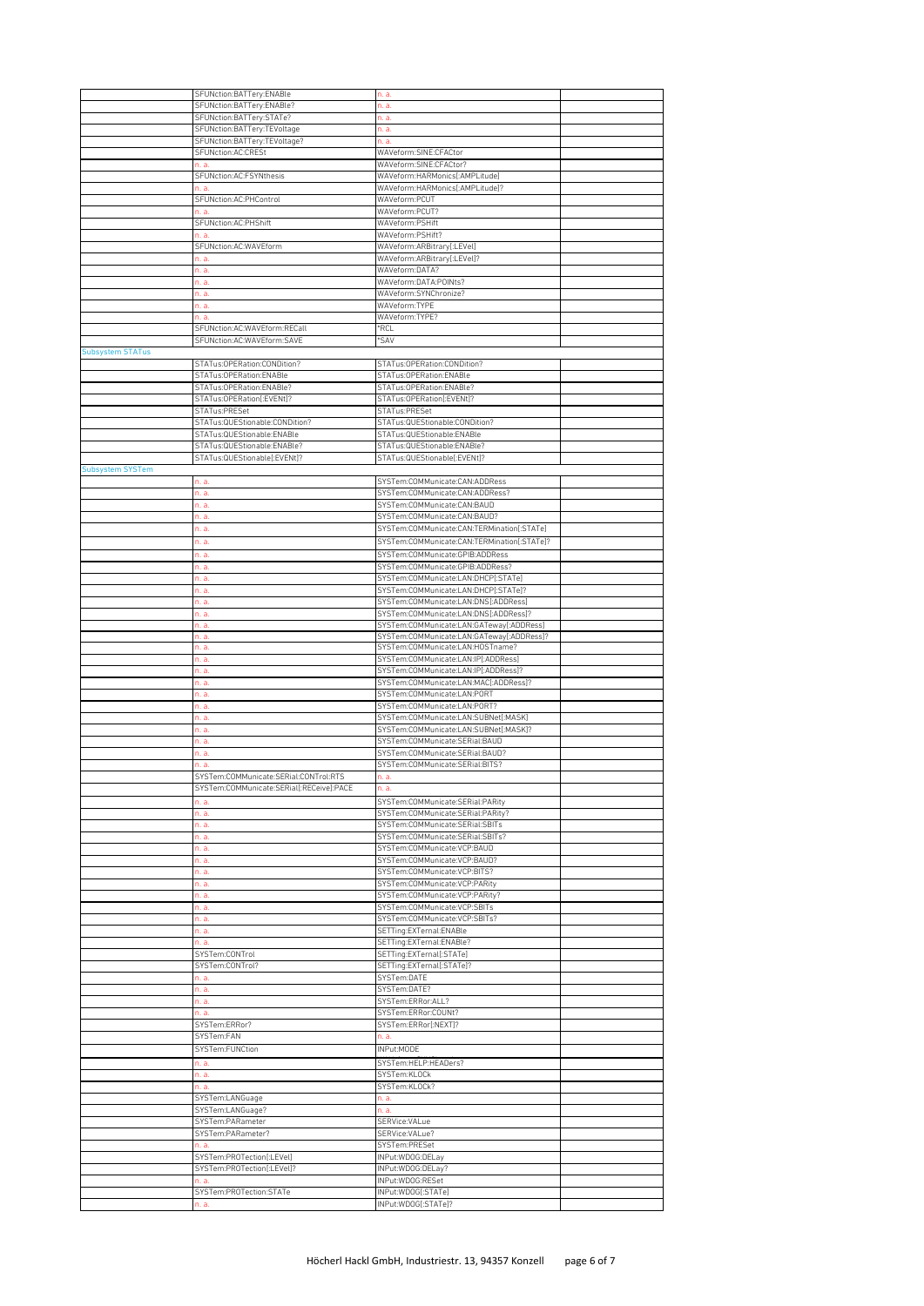| | | | |
|---|---|---|---|
| | SFUNction:BATTery:ENABle | n. a. | |
| | SFUNction:BATTery:ENABle? | n. a. | |
| | SFUNction:BATTery:STATe? | n. a. | |
| | SFUNction:BATTery:TEVoltage | n. a. | |
| | SFUNction:BATTery:TEVoltage? | n. a. | |
| | SFUNction:AC:CRESt | WAVeform:SINE:CFACtor | |
| | n. a. | WAVeform:SINE:CFACtor? | |
| | SFUNction:AC:FSYNthesis | WAVeform:HARMonics[:AMPLitude] | |
| | n. a. | WAVeform:HARMonics[:AMPLitude]? | |
| | SFUNction:AC:PHControl | WAVeform:PCUT | |
| | n. a. | WAVeform:PCUT? | |
| | SFUNction:AC:PHShift | WAVeform:PSHift | |
| | n. a. | WAVeform:PSHift? | |
| | SFUNction:AC:WAVEform | WAVeform:ARBitrary[:LEVel] | |
| | n. a. | WAVeform:ARBitrary[:LEVel]? | |
| | n. a. | WAVeform:DATA? | |
| | n. a. | WAVeform:DATA:POINts? | |
| | n. a. | WAVeform:SYNChronize? | |
| | n. a. | WAVeform:TYPE | |
| | n. a. | WAVeform:TYPE? | |
| | SFUNction:AC:WAVEform:RECall | *RCL | |
| | SFUNction:AC:WAVEform:SAVE | *SAV | |
| Subsystem STATus | | | |
| | STATus:OPERation:CONDition? | STATus:OPERation:CONDition? | |
| | STATus:OPERation:ENABle | STATus:OPERation:ENABle | |
| | STATus:OPERation:ENABle? | STATus:OPERation:ENABle? | |
| | STATus:OPERation[:EVENt]? | STATus:OPERation[:EVENt]? | |
| | STATus:PRESet | STATus:PRESet | |
| | STATus:QUEStionable:CONDition? | STATus:QUEStionable:CONDition? | |
| | STATus:QUEStionable:ENABle | STATus:QUEStionable:ENABle | |
| | STATus:QUEStionable:ENABle? | STATus:QUEStionable:ENABle? | |
| | STATus:QUEStionable[:EVENt]? | STATus:QUEStionable[:EVENt]? | |
| Subsystem SYSTem | | | |
| | n. a. | SYSTem:COMMunicate:CAN:ADDRess | |
| | n. a. | SYSTem:COMMunicate:CAN:ADDRess? | |
| | n. a. | SYSTem:COMMunicate:CAN:BAUD | |
| | n. a. | SYSTem:COMMunicate:CAN:BAUD? | |
| | n. a. | SYSTem:COMMunicate:CAN:TERMination[:STATe] | |
| | n. a. | SYSTem:COMMunicate:CAN:TERMination[:STATe]? | |
| | n. a. | SYSTem:COMMunicate:GPIB:ADDRess | |
| | n. a. | SYSTem:COMMunicate:GPIB:ADDRess? | |
| | n. a. | SYSTem:COMMunicate:LAN:DHCP[:STATe] | |
| | n. a. | SYSTem:COMMunicate:LAN:DHCP[:STATe]? | |
| | n. a. | SYSTem:COMMunicate:LAN:DNS[:ADDRess] | |
| | n. a. | SYSTem:COMMunicate:LAN:DNS[:ADDRess]? | |
| | n. a. | SYSTem:COMMunicate:LAN:GATeway[:ADDRess] | |
| | n. a. | SYSTem:COMMunicate:LAN:GATeway[:ADDRess]? | |
| | n. a. | SYSTem:COMMunicate:LAN:HOSTname? | |
| | n. a. | SYSTem:COMMunicate:LAN:IP[:ADDRess] | |
| | n. a. | SYSTem:COMMunicate:LAN:IP[:ADDRess]? | |
| | n. a. | SYSTem:COMMunicate:LAN:MAC[:ADDRess]? | |
| | n. a. | SYSTem:COMMunicate:LAN:PORT | |
| | n. a. | SYSTem:COMMunicate:LAN:PORT? | |
| | n. a. | SYSTem:COMMunicate:LAN:SUBNet[:MASK] | |
| | n. a. | SYSTem:COMMunicate:LAN:SUBNet[:MASK]? | |
| | n. a. | SYSTem:COMMunicate:SERial:BAUD | |
| | n. a. | SYSTem:COMMunicate:SERial:BAUD? | |
| | n. a. | SYSTem:COMMunicate:SERial:BITS? | |
| | SYSTem:COMMunicate:SERial:CONTrol:RTS | n. a. | |
| | SYSTem:COMMunicate:SERial[:RECeive]:PACE | n. a. | |
| | n. a. | SYSTem:COMMunicate:SERial:PARity | |
| | n. a. | SYSTem:COMMunicate:SERial:PARity? | |
| | n. a. | SYSTem:COMMunicate:SERial:SBITs | |
| | n. a. | SYSTem:COMMunicate:SERial:SBITs? | |
| | n. a. | SYSTem:COMMunicate:VCP:BAUD | |
| | n. a. | SYSTem:COMMunicate:VCP:BAUD? | |
| | n. a. | SYSTem:COMMunicate:VCP:BITS? | |
| | n. a. | SYSTem:COMMunicate:VCP:PARity | |
| | n. a. | SYSTem:COMMunicate:VCP:PARity? | |
| | n. a. | SYSTem:COMMunicate:VCP:SBITs | |
| | n. a. | SYSTem:COMMunicate:VCP:SBITs? | |
| | n. a. | SETTing:EXTernal:ENABle | |
| | n. a. | SETTing:EXTernal:ENABle? | |
| | SYSTem:CONTrol | SETTing:EXTernal[:STATe] | |
| | SYSTem:CONTrol? | SETTing:EXTernal[:STATe]? | |
| | n. a. | SYSTem:DATE | |
| | n. a. | SYSTem:DATE? | |
| | n. a. | SYSTem:ERRor:ALL? | |
| | n. a. | SYSTem:ERRor:COUNt? | |
| | SYSTem:ERRor? | SYSTem:ERRor[:NEXT]? | |
| | SYSTem:FAN | n. a. | |
| | SYSTem:FUNCtion | INPut:MODE | |
| | n. a. | SYSTem:HELP:HEADers? | |
| | n. a. | SYSTem:KLOCk | |
| | n. a. | SYSTem:KLOCk? | |
| | SYSTem:LANGuage | n. a. | |
| | SYSTem:LANGuage? | n. a. | |
| | SYSTem:PARameter | SERVice:VALue | |
| | SYSTem:PARameter? | SERVice:VALue? | |
| | n. a. | SYSTem:PRESet | |
| | SYSTem:PROTection[:LEVel] | INPut:WDOG:DELay | |
| | SYSTem:PROTection[:LEVel]? | INPut:WDOG:DELay? | |
| | n. a. | INPut:WDOG:RESet | |
| | SYSTem:PROTection:STATe | INPut:WDOG[:STATe] | |
| | n. a. | INPut:WDOG[:STATe]? | |

Höcherl Hackl GmbH, Industriestr. 13, 94357 Konzell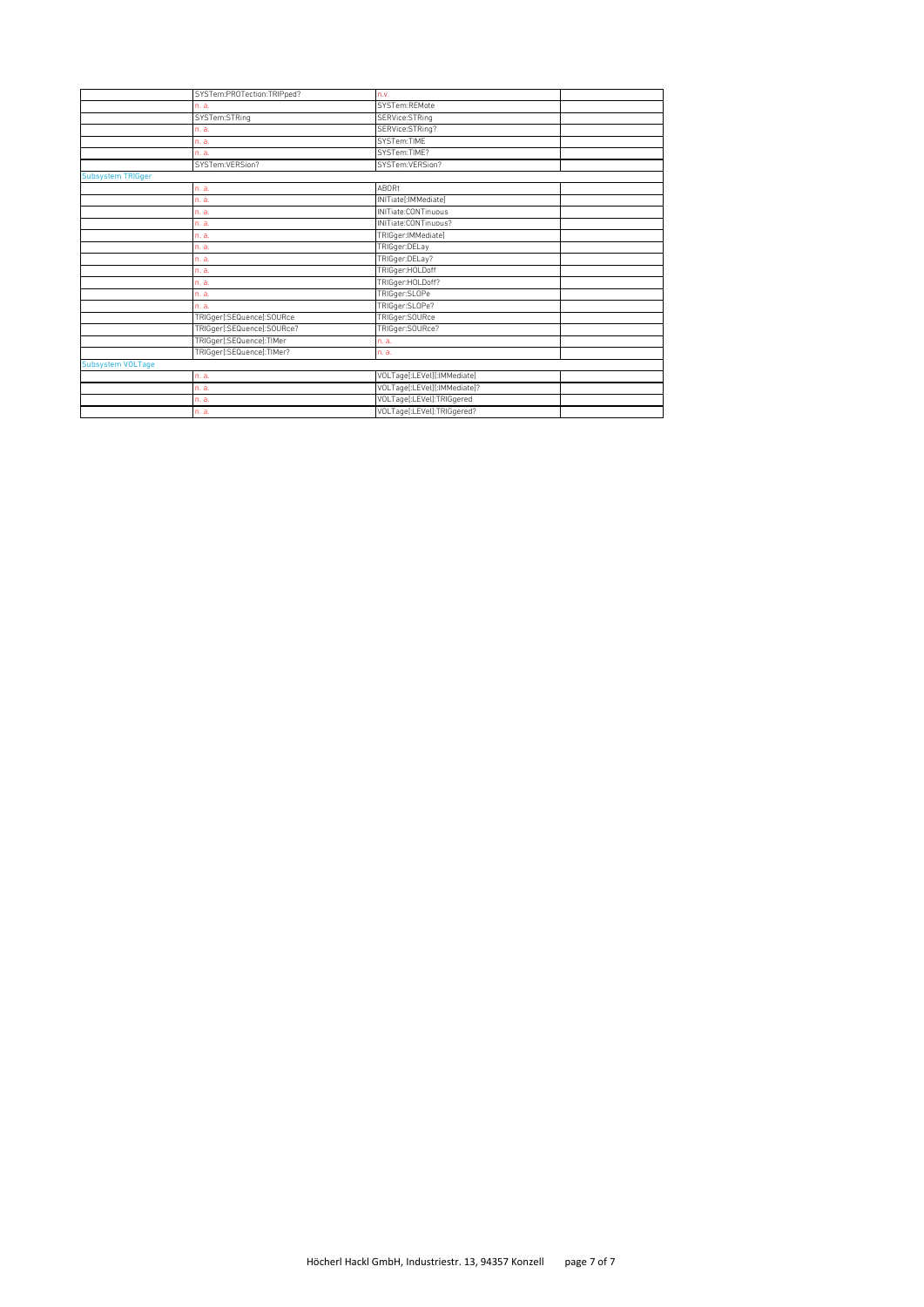| | | | |
|---|---|---|---|
| | SYSTem:PROTection:TRIPped? | n.v. | |
| | n. a. | SYSTem:REMote | |
| | SYSTem:STRing | SERVice:STRing | |
| | n. a. | SERVice:STRing? | |
| | n. a. | SYSTem:TIME | |
| | n. a. | SYSTem:TIME? | |
| | SYSTem:VERSion? | SYSTem:VERSion? | |
| Subsystem TRIGger | | | |
| | n. a. | ABORt | |
| | n. a. | INITiate[:IMMediate] | |
| | n. a. | INITiate:CONTinuous | |
| | n. a. | INITiate:CONTinuous? | |
| | n. a. | TRIGger:IMMediate] | |
| | n. a. | TRIGger:DELay | |
| | n. a. | TRIGger:DELay? | |
| | n. a. | TRIGger:HOLDoff | |
| | n. a. | TRIGger:HOLDoff? | |
| | n. a. | TRIGger:SLOPe | |
| | n. a. | TRIGger:SLOPe? | |
| | TRIGger[:SEQuence]:SOURce | TRIGger:SOURce | |
| | TRIGger[:SEQuence]:SOURce? | TRIGger:SOURce? | |
| | TRIGger[:SEQuence]:TIMer | n. a. | |
| | TRIGger[:SEQuence]:TIMer? | n. a. | |
| Subsystem VOLTage | | | |
| | n. a. | VOLTage[:LEVel][:IMMediate] | |
| | n. a. | VOLTage[:LEVel][:IMMediate]? | |
| | n. a. | VOLTage[:LEVel]:TRIGgered | |
| | n. a. | VOLTage[:LEVel]:TRIGgered? | |

Höcherl Hackl GmbH, Industriestr. 13, 94357 Konzell